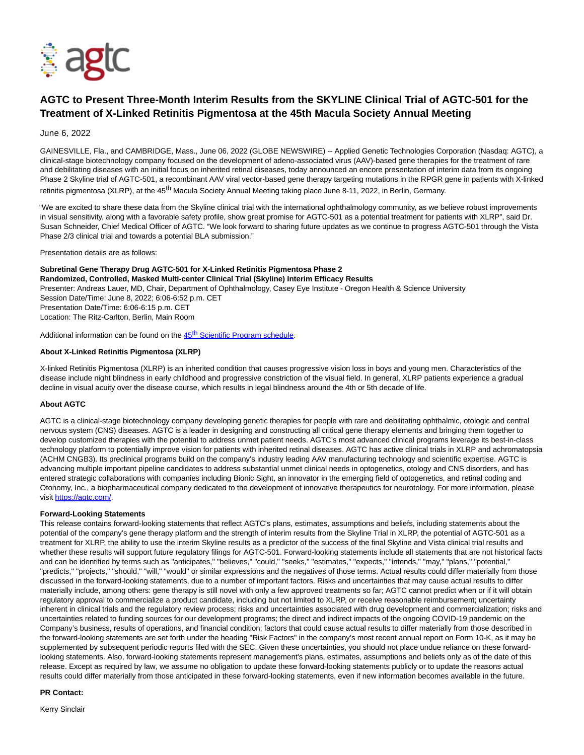# AGTC to Present Three-Month Interim Results from the SKYLINE Clinical Trial of AGTC-501 for the Treatment of X-Linked Retinitis Pigmentosa at the 45th Macula Society Annual Meeting

June 6, 2022

GAINESVILLE, Fla., and CAMBRIDGE, Mass., June 06, 2022 (GLOBE NEWSWIRE) -- Applied Genetic Technologies Corporation (Nasdaq: AGTC), a clinical-stage biotechnology company focused on the development of adeno-associated virus (AAV)-based gene therapies for the treatment of rare and debilitating diseases with an initial focus on inherited retinal diseases, today announced an encore presentation of interim data from its ongoing Phase 2 Skyline trial of AGTC-501, a recombinant AAV viral vector-based gene therapy targeting mutations in the RPGR gene in patients with X-linked retinitis pigmentosa (XLRP), at the 45th Macula Society Annual Meeting taking place June 8-11, 2022, in Berlin, Germany.

"We are excited to share these data from the Skyline clinical trial with the international ophthalmology community, as we believe robust improvements in visual sensitivity, along with a favorable safety profile, show great promise for AGTC-501 as a potential treatment for patients with XLRP", said Dr. Susan Schneider, Chief Medical Officer of AGTC. "We look forward to sharing future updates as we continue to progress AGTC-501 through the Vista Phase 2/3 clinical trial and towards a potential BLA submission."

Presentation details are as follows:

**Subretinal Gene Therapy Drug AGTC-501 for X-Linked Retinitis Pigmentosa Phase 2**
**Randomized, Controlled, Masked Multi-center Clinical Trial (Skyline) Interim Efficacy Results**
Presenter: Andreas Lauer, MD, Chair, Department of Ophthalmology, Casey Eye Institute - Oregon Health & Science University
Session Date/Time: June 8, 2022; 6:06-6:52 p.m. CET
Presentation Date/Time: 6:06-6:15 p.m. CET
Location: The Ritz-Carlton, Berlin, Main Room

Additional information can be found on the [45th Scientific Program schedule](45th Scientific Program schedule).

**About X-Linked Retinitis Pigmentosa (XLRP)**

X-linked Retinitis Pigmentosa (XLRP) is an inherited condition that causes progressive vision loss in boys and young men. Characteristics of the disease include night blindness in early childhood and progressive constriction of the visual field. In general, XLRP patients experience a gradual decline in visual acuity over the disease course, which results in legal blindness around the 4th or 5th decade of life.

**About AGTC**

AGTC is a clinical-stage biotechnology company developing genetic therapies for people with rare and debilitating ophthalmic, otologic and central nervous system (CNS) diseases. AGTC is a leader in designing and constructing all critical gene therapy elements and bringing them together to develop customized therapies with the potential to address unmet patient needs. AGTC's most advanced clinical programs leverage its best-in-class technology platform to potentially improve vision for patients with inherited retinal diseases. AGTC has active clinical trials in XLRP and achromatopsia (ACHM CNGB3). Its preclinical programs build on the company's industry leading AAV manufacturing technology and scientific expertise. AGTC is advancing multiple important pipeline candidates to address substantial unmet clinical needs in optogenetics, otology and CNS disorders, and has entered strategic collaborations with companies including Bionic Sight, an innovator in the emerging field of optogenetics, and retinal coding and Otonomy, Inc., a biopharmaceutical company dedicated to the development of innovative therapeutics for neurotology. For more information, please visit [https://agtc.com/](https://agtc.com/).

**Forward-Looking Statements**

This release contains forward-looking statements that reflect AGTC's plans, estimates, assumptions and beliefs, including statements about the potential of the company's gene therapy platform and the strength of interim results from the Skyline Trial in XLRP, the potential of AGTC-501 as a treatment for XLRP, the ability to use the interim Skyline results as a predictor of the success of the final Skyline and Vista clinical trial results and whether these results will support future regulatory filings for AGTC-501. Forward-looking statements include all statements that are not historical facts and can be identified by terms such as "anticipates," "believes," "could," "seeks," "estimates," "expects," "intends," "may," "plans," "potential," "predicts," "projects," "should," "will," "would" or similar expressions and the negatives of those terms. Actual results could differ materially from those discussed in the forward-looking statements, due to a number of important factors. Risks and uncertainties that may cause actual results to differ materially include, among others: gene therapy is still novel with only a few approved treatments so far; AGTC cannot predict when or if it will obtain regulatory approval to commercialize a product candidate, including but not limited to XLRP, or receive reasonable reimbursement; uncertainty inherent in clinical trials and the regulatory review process; risks and uncertainties associated with drug development and commercialization; risks and uncertainties related to funding sources for our development programs; the direct and indirect impacts of the ongoing COVID-19 pandemic on the Company's business, results of operations, and financial condition; factors that could cause actual results to differ materially from those described in the forward-looking statements are set forth under the heading "Risk Factors" in the company's most recent annual report on Form 10-K, as it may be supplemented by subsequent periodic reports filed with the SEC. Given these uncertainties, you should not place undue reliance on these forward-looking statements. Also, forward-looking statements represent management's plans, estimates, assumptions and beliefs only as of the date of this release. Except as required by law, we assume no obligation to update these forward-looking statements publicly or to update the reasons actual results could differ materially from those anticipated in these forward-looking statements, even if new information becomes available in the future.

**PR Contact:**

Kerry Sinclair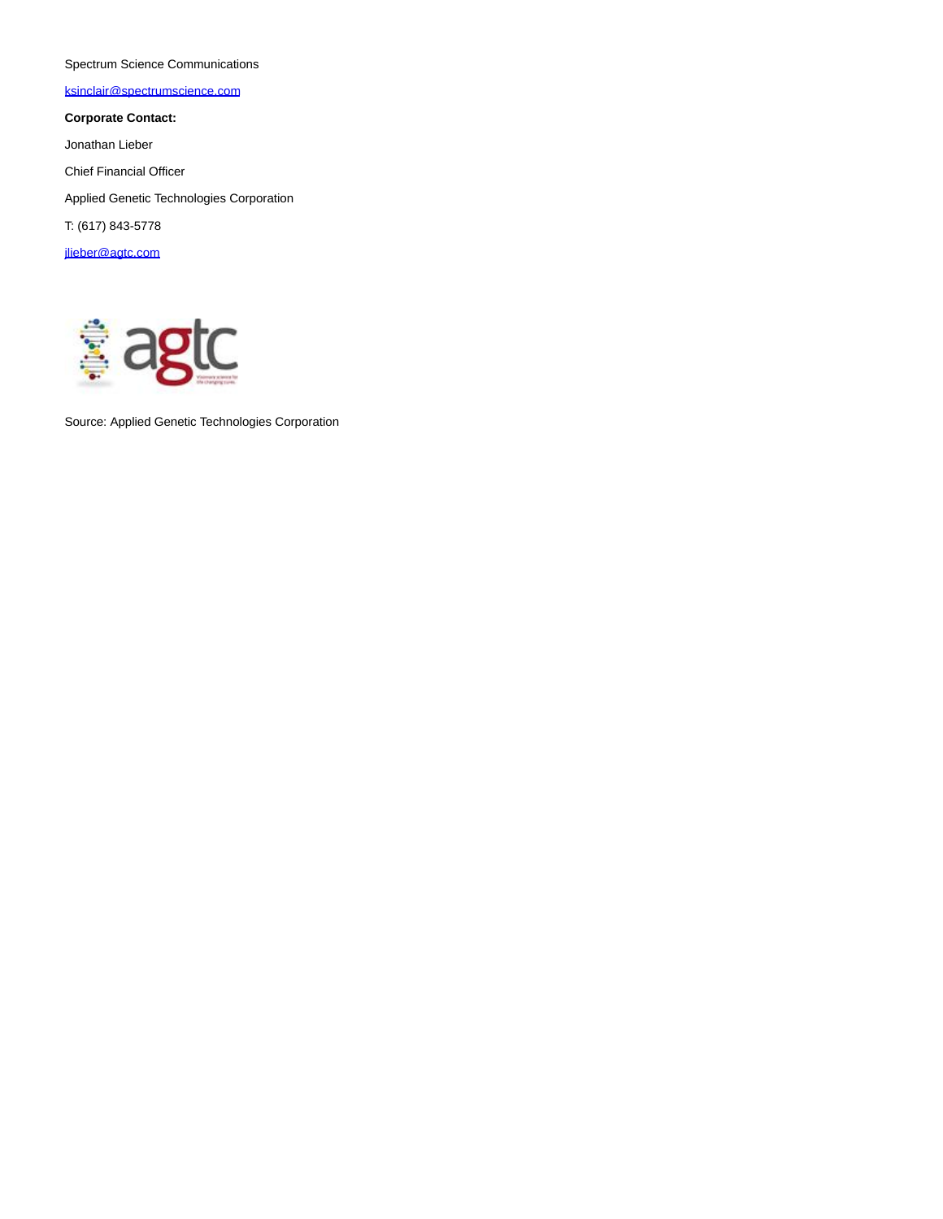Spectrum Science Communications

ksinclair@spectrumscience.com

**Corporate Contact:**

Jonathan Lieber

Chief Financial Officer

Applied Genetic Technologies Corporation

T: (617) 843-5778

jlieber@agtc.com

Source: Applied Genetic Technologies Corporation